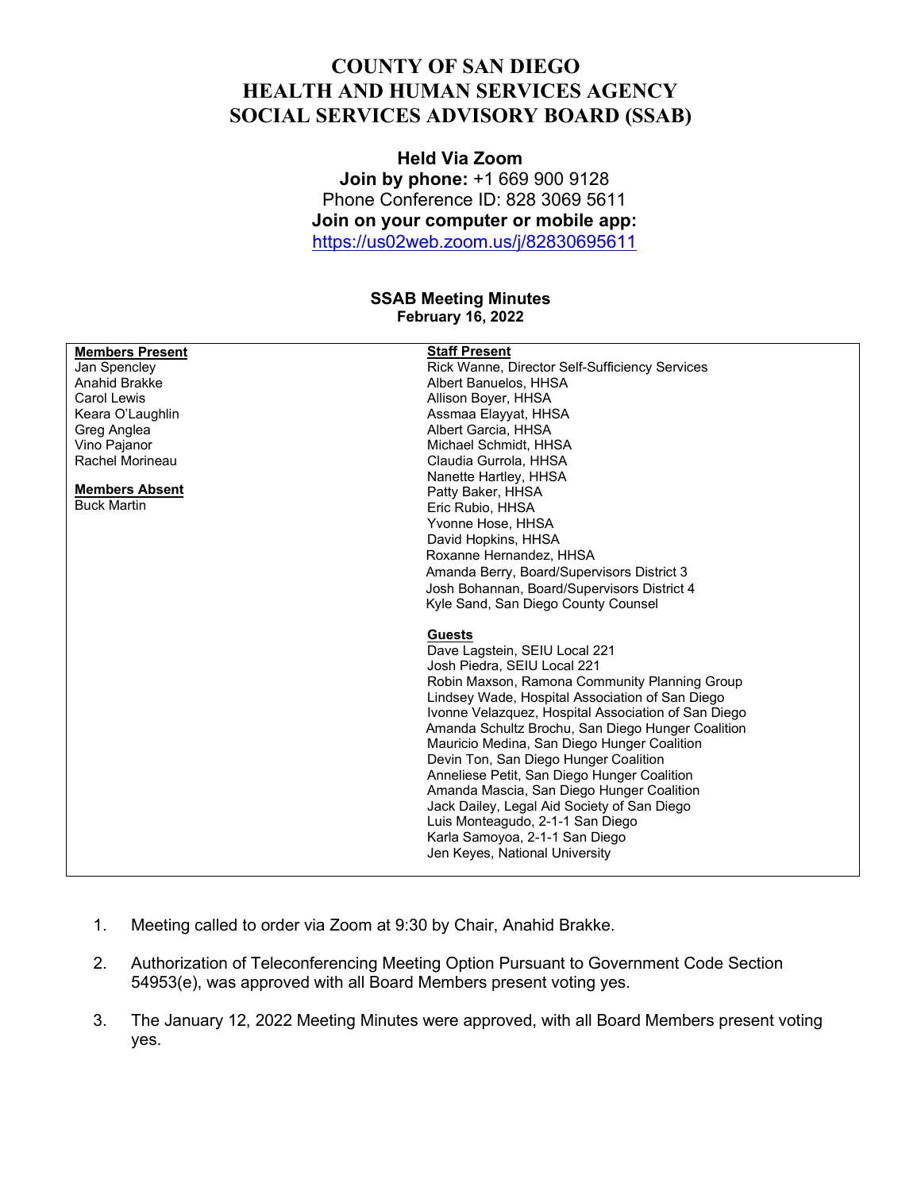# COUNTY OF SAN DIEGO
# HEALTH AND HUMAN SERVICES AGENCY
# SOCIAL SERVICES ADVISORY BOARD (SSAB)

**Held Via Zoom**
**Join by phone:** +1 669 900 9128
Phone Conference ID: 828 3069 5611
**Join on your computer or mobile app:**
https://us02web.zoom.us/j/82830695611

**SSAB Meeting Minutes**
**February 16, 2022**

| | |
|---|---|
| **Members Present** | **Staff Present** |
| Jan Spencley | Rick Wanne, Director Self-Sufficiency Services |
| Anahid Brakke | Albert Banuelos, HHSA |
| Carol Lewis | Allison Boyer, HHSA |
| Keara O'Laughlin | Assmaa Elayyat, HHSA |
| Greg Anglea | Albert Garcia, HHSA |
| Vino Pajanor | Michael Schmidt, HHSA |
| Rachel Morineau | Claudia Gurrola, HHSA |
| | Nanette Hartley, HHSA |
| **Members Absent** | Patty Baker, HHSA |
| Buck Martin | Eric Rubio, HHSA |
| | Yvonne Hose, HHSA |
| | David Hopkins, HHSA |
| | Roxanne Hernandez, HHSA |
| | Amanda Berry, Board/Supervisors District 3 |
| | Josh Bohannan, Board/Supervisors District 4 |
| | Kyle Sand, San Diego County Counsel |
| | |
| | **Guests** |
| | Dave Lagstein, SEIU Local 221 |
| | Josh Piedra, SEIU Local 221 |
| | Robin Maxson, Ramona Community Planning Group |
| | Lindsey Wade, Hospital Association of San Diego |
| | Ivonne Velazquez, Hospital Association of San Diego |
| | Amanda Schultz Brochu, San Diego Hunger Coalition |
| | Mauricio Medina, San Diego Hunger Coalition |
| | Devin Ton, San Diego Hunger Coalition |
| | Anneliese Petit, San Diego Hunger Coalition |
| | Amanda Mascia, San Diego Hunger Coalition |
| | Jack Dailey, Legal Aid Society of San Diego |
| | Luis Monteagudo, 2-1-1 San Diego |
| | Karla Samoyoa, 2-1-1 San Diego |
| | Jen Keyes, National University |

1. Meeting called to order via Zoom at 9:30 by Chair, Anahid Brakke.

2. Authorization of Teleconferencing Meeting Option Pursuant to Government Code Section 54953(e), was approved with all Board Members present voting yes.

3. The January 12, 2022 Meeting Minutes were approved, with all Board Members present voting yes.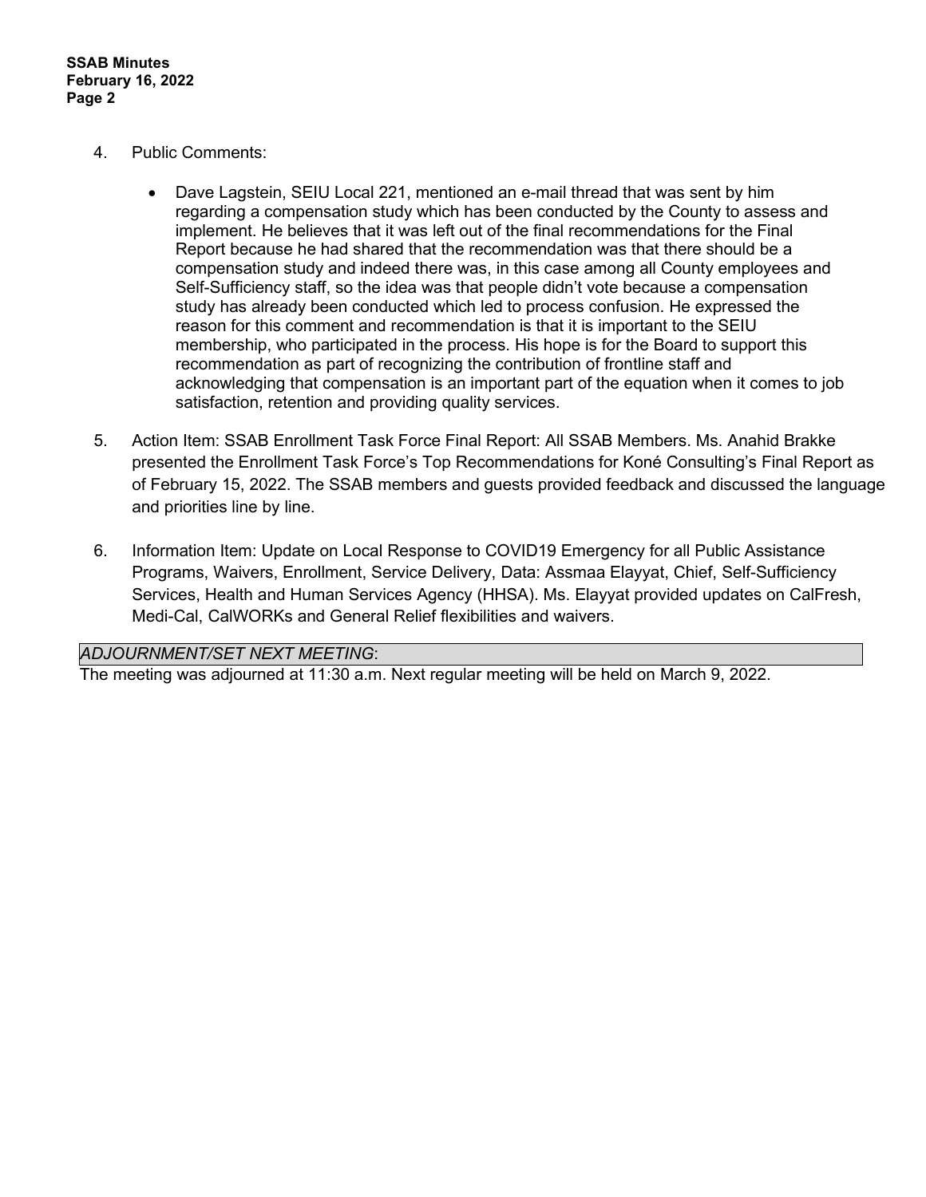4. Public Comments:

   - Dave Lagstein, SEIU Local 221, mentioned an e-mail thread that was sent by him regarding a compensation study which has been conducted by the County to assess and implement. He believes that it was left out of the final recommendations for the Final Report because he had shared that the recommendation was that there should be a compensation study and indeed there was, in this case among all County employees and Self-Sufficiency staff, so the idea was that people didn't vote because a compensation study has already been conducted which led to process confusion. He expressed the reason for this comment and recommendation is that it is important to the SEIU membership, who participated in the process. His hope is for the Board to support this recommendation as part of recognizing the contribution of frontline staff and acknowledging that compensation is an important part of the equation when it comes to job satisfaction, retention and providing quality services.

5. Action Item: SSAB Enrollment Task Force Final Report: All SSAB Members. Ms. Anahid Brakke presented the Enrollment Task Force's Top Recommendations for Koné Consulting's Final Report as of February 15, 2022. The SSAB members and guests provided feedback and discussed the language and priorities line by line.

6. Information Item: Update on Local Response to COVID19 Emergency for all Public Assistance Programs, Waivers, Enrollment, Service Delivery, Data: Assmaa Elayyat, Chief, Self-Sufficiency Services, Health and Human Services Agency (HHSA). Ms. Elayyat provided updates on CalFresh, Medi-Cal, CalWORKs and General Relief flexibilities and waivers.

*ADJOURNMENT/SET NEXT MEETING*:

The meeting was adjourned at 11:30 a.m. Next regular meeting will be held on March 9, 2022.